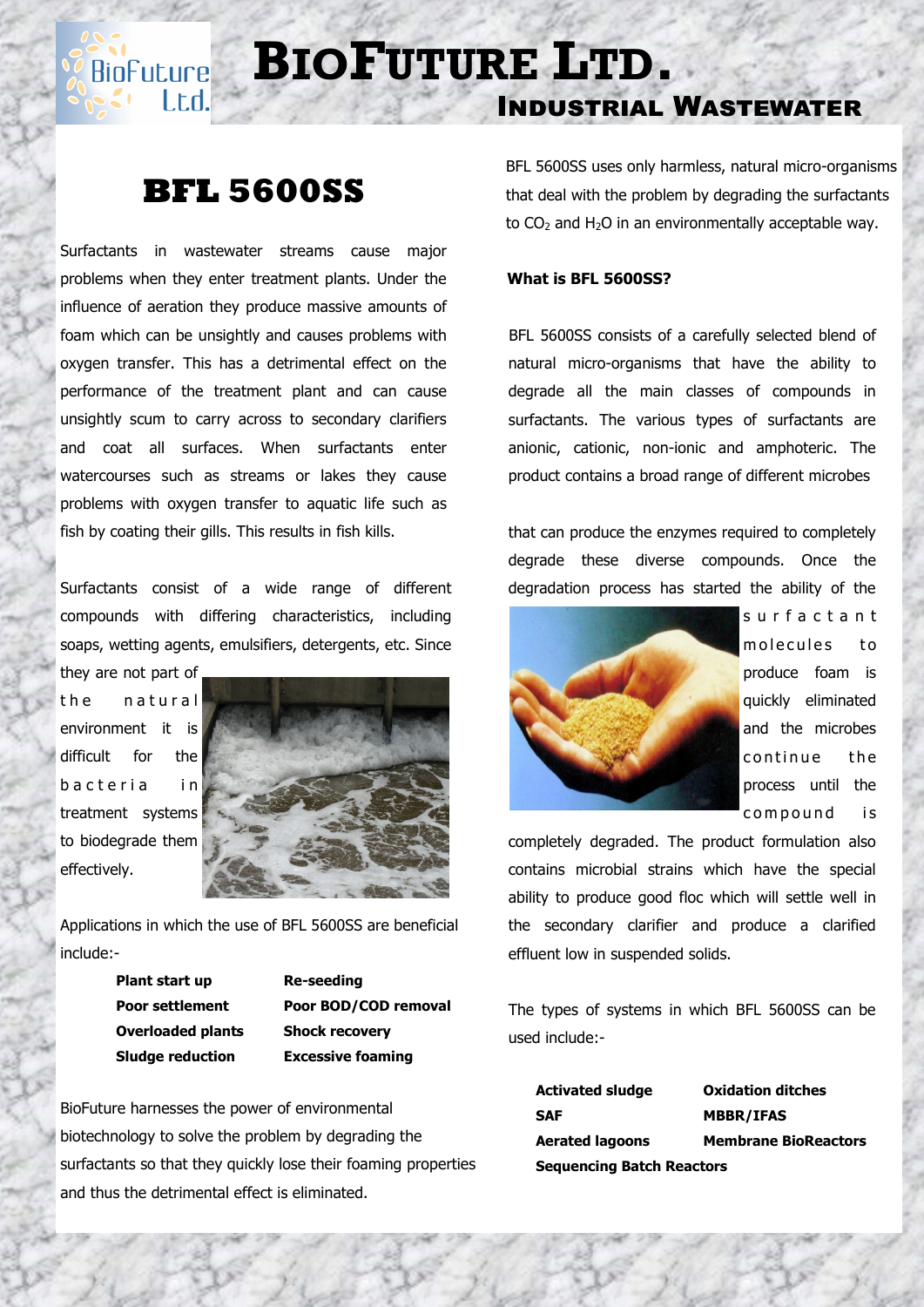# BioFuture Ltd.

## Industrial Wastewater

## BFL 5600SS

Surfactants in wastewater streams cause major problems when they enter treatment plants. Under the influence of aeration they produce massive amounts of foam which can be unsightly and causes problems with oxygen transfer. This has a detrimental effect on the performance of the treatment plant and can cause unsightly scum to carry across to secondary clarifiers and coat all surfaces. When surfactants enter watercourses such as streams or lakes they cause problems with oxygen transfer to aquatic life such as fish by coating their gills. This results in fish kills.

Surfactants consist of a wide range of different compounds with differing characteristics, including soaps, wetting agents, emulsifiers, detergents, etc. Since they are not part of the natural environment it is difficult for the bacteria in treatment systems to biodegrade them effectively.

Applications in which the use of BFL 5600SS are beneficial include:-

| | |
|---|---|
| **Plant start up** | **Re-seeding** |
| **Poor settlement** | **Poor BOD/COD removal** |
| **Overloaded plants** | **Shock recovery** |
| **Sludge reduction** | **Excessive foaming** |

BioFuture harnesses the power of environmental biotechnology to solve the problem by degrading the surfactants so that they quickly lose their foaming properties and thus the detrimental effect is eliminated.

BFL 5600SS uses only harmless, natural micro-organisms that deal with the problem by degrading the surfactants to $CO_2$ and $H_2O$ in an environmentally acceptable way.

**What is BFL 5600SS?**

BFL 5600SS consists of a carefully selected blend of natural micro-organisms that have the ability to degrade all the main classes of compounds in surfactants. The various types of surfactants are anionic, cationic, non-ionic and amphoteric. The product contains a broad range of different microbes that can produce the enzymes required to completely degrade these diverse compounds. Once the degradation process has started the ability of the surfactant molecules to produce foam is quickly eliminated and the microbes continue the process until the compound is completely degraded. The product formulation also contains microbial strains which have the special ability to produce good floc which will settle well in the secondary clarifier and produce a clarified effluent low in suspended solids.

The types of systems in which BFL 5600SS can be used include:-

| | |
|---|---|
| **Activated sludge** | **Oxidation ditches** |
| **SAF** | **MBBR/IFAS** |
| **Aerated lagoons** | **Membrane BioReactors** |
| **Sequencing Batch Reactors** | |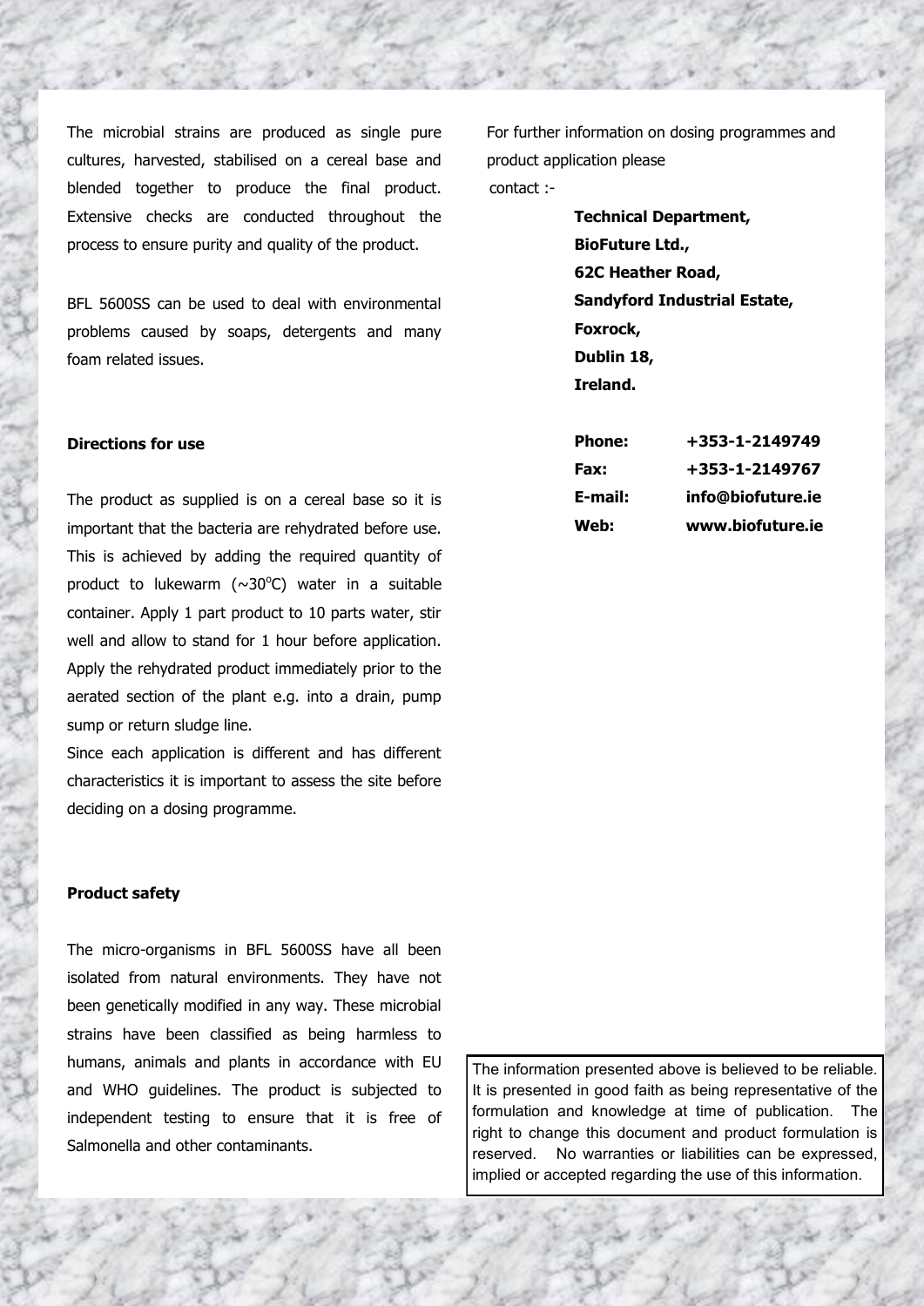The microbial strains are produced as single pure cultures, harvested, stabilised on a cereal base and blended together to produce the final product. Extensive checks are conducted throughout the process to ensure purity and quality of the product.

BFL 5600SS can be used to deal with environmental problems caused by soaps, detergents and many foam related issues.

**Directions for use**

The product as supplied is on a cereal base so it is important that the bacteria are rehydrated before use. This is achieved by adding the required quantity of product to lukewarm (~30$^{o}$C) water in a suitable container. Apply 1 part product to 10 parts water, stir well and allow to stand for 1 hour before application. Apply the rehydrated product immediately prior to the aerated section of the plant e.g. into a drain, pump sump or return sludge line.

Since each application is different and has different characteristics it is important to assess the site before deciding on a dosing programme.

**Product safety**

The micro-organisms in BFL 5600SS have all been isolated from natural environments. They have not been genetically modified in any way. These microbial strains have been classified as being harmless to humans, animals and plants in accordance with EU and WHO guidelines. The product is subjected to independent testing to ensure that it is free of Salmonella and other contaminants.

For further information on dosing programmes and product application please contact :-

**Technical Department,**
**BioFuture Ltd.,**
**62C Heather Road,**
**Sandyford Industrial Estate,**
**Foxrock,**
**Dublin 18,**
**Ireland.**

| | |
|---|---|
| **Phone:** | **+353-1-2149749** |
| **Fax:** | **+353-1-2149767** |
| **E-mail:** | **info@biofuture.ie** |
| **Web:** | **www.biofuture.ie** |

The information presented above is believed to be reliable. It is presented in good faith as being representative of the formulation and knowledge at time of publication. The right to change this document and product formulation is reserved. No warranties or liabilities can be expressed, implied or accepted regarding the use of this information.